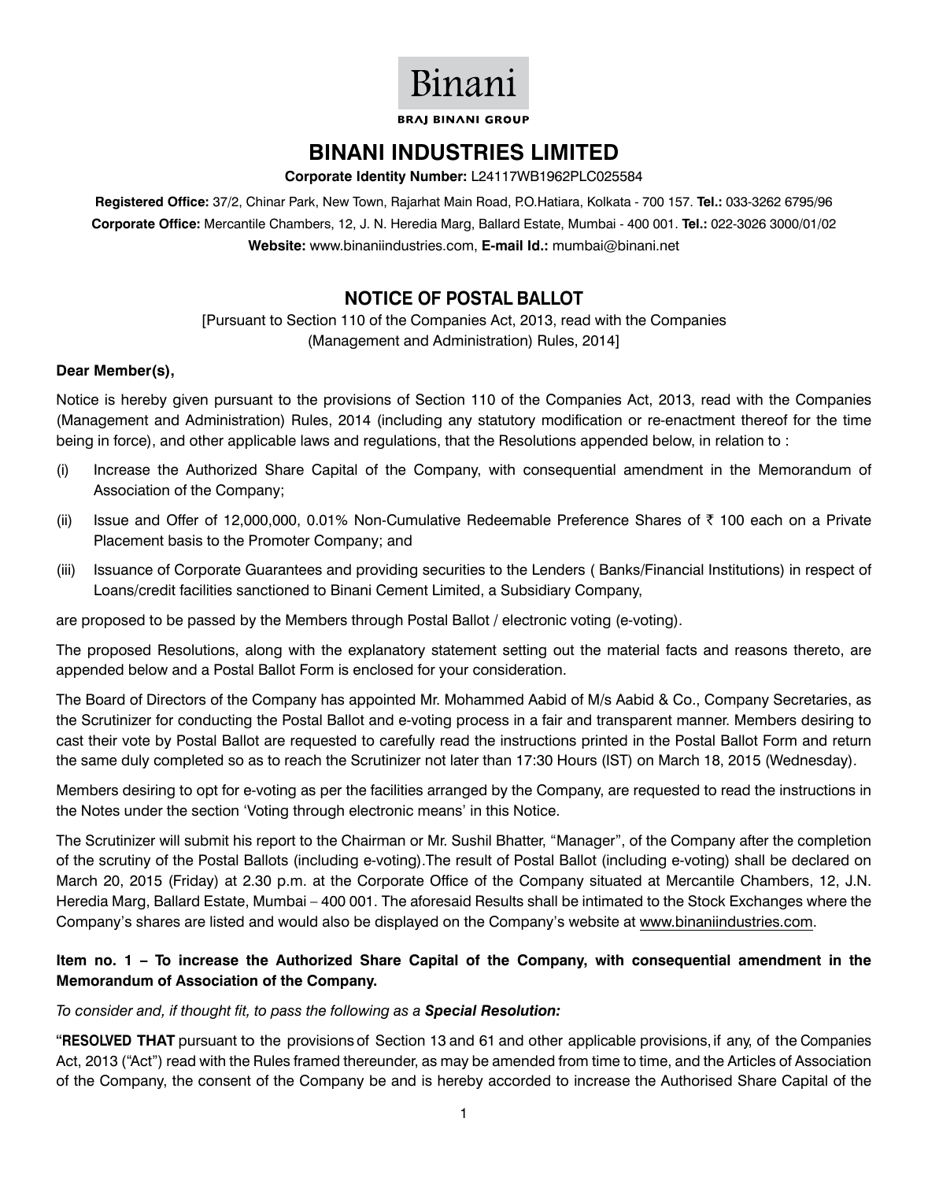Binani

BRAJ BINANI GROUP

# BINANI INDUSTRIES LIMITED

**Corporate Identity Number:** L24117WB1962PLC025584

**Registered Office:** 37/2, Chinar Park, New Town, Rajarhat Main Road, P.O.Hatiara, Kolkata - 700 157. **Tel.:** 033-3262 6795/96

**Corporate Office:** Mercantile Chambers, 12, J. N. Heredia Marg, Ballard Estate, Mumbai - 400 001. **Tel.:** 022-3026 3000/01/02

**Website:** www.binaniindustries.com, **E-mail Id.:** mumbai@binani.net

## NOTICE OF POSTAL BALLOT

[Pursuant to Section 110 of the Companies Act, 2013, read with the Companies (Management and Administration) Rules, 2014]

**Dear Member(s),**

Notice is hereby given pursuant to the provisions of Section 110 of the Companies Act, 2013, read with the Companies (Management and Administration) Rules, 2014 (including any statutory modification or re-enactment thereof for the time being in force), and other applicable laws and regulations, that the Resolutions appended below, in relation to :

(i) Increase the Authorized Share Capital of the Company, with consequential amendment in the Memorandum of Association of the Company;

(ii) Issue and Offer of 12,000,000, 0.01% Non-Cumulative Redeemable Preference Shares of ₹ 100 each on a Private Placement basis to the Promoter Company; and

(iii) Issuance of Corporate Guarantees and providing securities to the Lenders ( Banks/Financial Institutions) in respect of Loans/credit facilities sanctioned to Binani Cement Limited, a Subsidiary Company,

are proposed to be passed by the Members through Postal Ballot / electronic voting (e-voting).

The proposed Resolutions, along with the explanatory statement setting out the material facts and reasons thereto, are appended below and a Postal Ballot Form is enclosed for your consideration.

The Board of Directors of the Company has appointed Mr. Mohammed Aabid of M/s Aabid & Co., Company Secretaries, as the Scrutinizer for conducting the Postal Ballot and e-voting process in a fair and transparent manner. Members desiring to cast their vote by Postal Ballot are requested to carefully read the instructions printed in the Postal Ballot Form and return the same duly completed so as to reach the Scrutinizer not later than 17:30 Hours (IST) on March 18, 2015 (Wednesday).

Members desiring to opt for e-voting as per the facilities arranged by the Company, are requested to read the instructions in the Notes under the section 'Voting through electronic means' in this Notice.

The Scrutinizer will submit his report to the Chairman or Mr. Sushil Bhatter, "Manager", of the Company after the completion of the scrutiny of the Postal Ballots (including e-voting).The result of Postal Ballot (including e-voting) shall be declared on March 20, 2015 (Friday) at 2.30 p.m. at the Corporate Office of the Company situated at Mercantile Chambers, 12, J.N. Heredia Marg, Ballard Estate, Mumbai – 400 001. The aforesaid Results shall be intimated to the Stock Exchanges where the Company's shares are listed and would also be displayed on the Company's website at www.binaniindustries.com.

**Item no. 1 – To increase the Authorized Share Capital of the Company, with consequential amendment in the Memorandum of Association of the Company.**

*To consider and, if thought fit, to pass the following as a **Special Resolution:***

"**RESOLVED THAT** pursuant to the provisions of Section 13 and 61 and other applicable provisions, if any, of the Companies Act, 2013 ("Act") read with the Rules framed thereunder, as may be amended from time to time, and the Articles of Association of the Company, the consent of the Company be and is hereby accorded to increase the Authorised Share Capital of the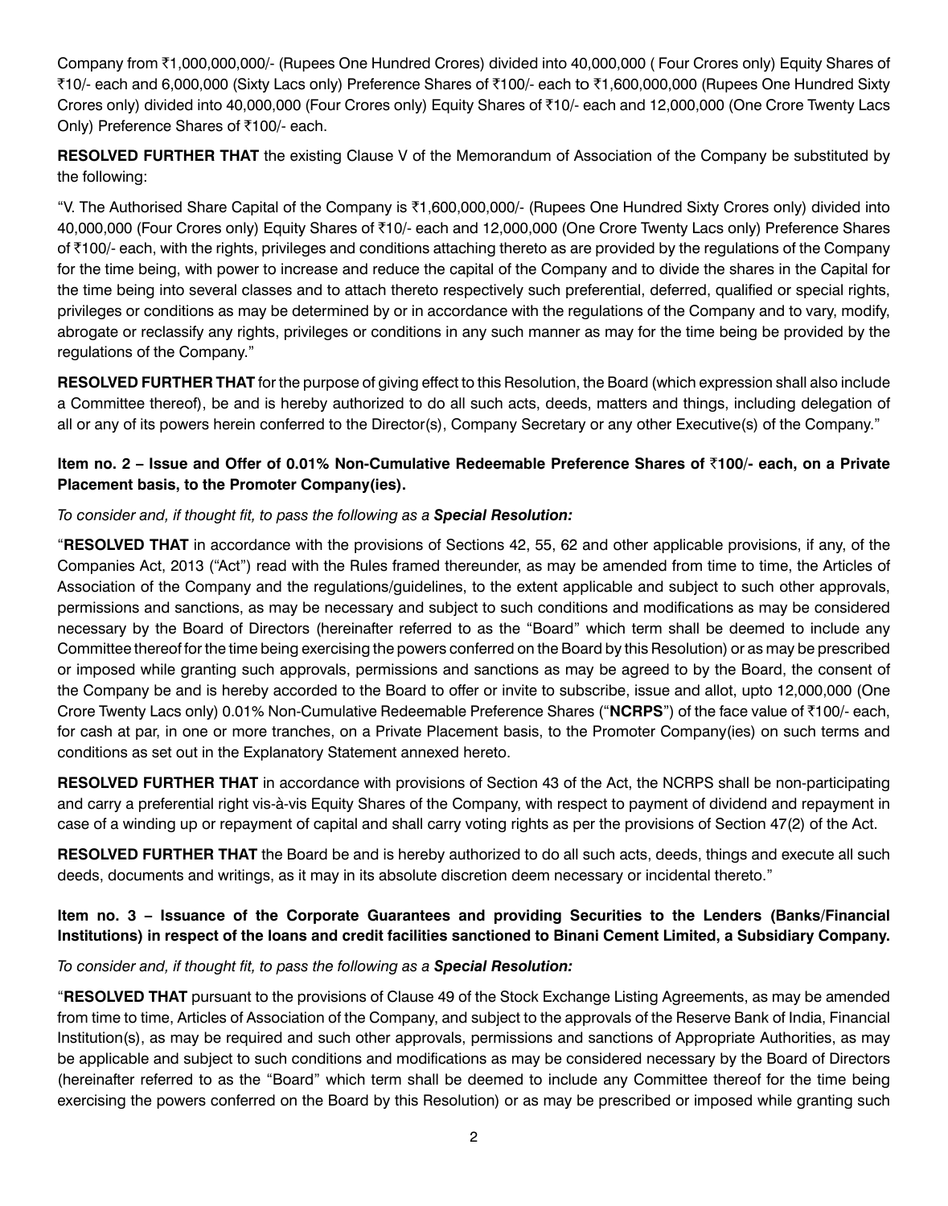Company from ₹1,000,000,000/- (Rupees One Hundred Crores) divided into 40,000,000 ( Four Crores only) Equity Shares of ₹10/- each and 6,000,000 (Sixty Lacs only) Preference Shares of ₹100/- each to ₹1,600,000,000 (Rupees One Hundred Sixty Crores only) divided into 40,000,000 (Four Crores only) Equity Shares of ₹10/- each and 12,000,000 (One Crore Twenty Lacs Only) Preference Shares of ₹100/- each.

**RESOLVED FURTHER THAT** the existing Clause V of the Memorandum of Association of the Company be substituted by the following:

"V. The Authorised Share Capital of the Company is ₹1,600,000,000/- (Rupees One Hundred Sixty Crores only) divided into 40,000,000 (Four Crores only) Equity Shares of ₹10/- each and 12,000,000 (One Crore Twenty Lacs only) Preference Shares of ₹100/- each, with the rights, privileges and conditions attaching thereto as are provided by the regulations of the Company for the time being, with power to increase and reduce the capital of the Company and to divide the shares in the Capital for the time being into several classes and to attach thereto respectively such preferential, deferred, qualified or special rights, privileges or conditions as may be determined by or in accordance with the regulations of the Company and to vary, modify, abrogate or reclassify any rights, privileges or conditions in any such manner as may for the time being be provided by the regulations of the Company."

**RESOLVED FURTHER THAT** for the purpose of giving effect to this Resolution, the Board (which expression shall also include a Committee thereof), be and is hereby authorized to do all such acts, deeds, matters and things, including delegation of all or any of its powers herein conferred to the Director(s), Company Secretary or any other Executive(s) of the Company."

**Item no. 2 – Issue and Offer of 0.01% Non-Cumulative Redeemable Preference Shares of ₹100/- each, on a Private Placement basis, to the Promoter Company(ies).**

*To consider and, if thought fit, to pass the following as a **Special Resolution:***

"**RESOLVED THAT** in accordance with the provisions of Sections 42, 55, 62 and other applicable provisions, if any, of the Companies Act, 2013 ("Act") read with the Rules framed thereunder, as may be amended from time to time, the Articles of Association of the Company and the regulations/guidelines, to the extent applicable and subject to such other approvals, permissions and sanctions, as may be necessary and subject to such conditions and modifications as may be considered necessary by the Board of Directors (hereinafter referred to as the "Board" which term shall be deemed to include any Committee thereof for the time being exercising the powers conferred on the Board by this Resolution) or as may be prescribed or imposed while granting such approvals, permissions and sanctions as may be agreed to by the Board, the consent of the Company be and is hereby accorded to the Board to offer or invite to subscribe, issue and allot, upto 12,000,000 (One Crore Twenty Lacs only) 0.01% Non-Cumulative Redeemable Preference Shares ("**NCRPS**") of the face value of ₹100/- each, for cash at par, in one or more tranches, on a Private Placement basis, to the Promoter Company(ies) on such terms and conditions as set out in the Explanatory Statement annexed hereto.

**RESOLVED FURTHER THAT** in accordance with provisions of Section 43 of the Act, the NCRPS shall be non-participating and carry a preferential right vis-à-vis Equity Shares of the Company, with respect to payment of dividend and repayment in case of a winding up or repayment of capital and shall carry voting rights as per the provisions of Section 47(2) of the Act.

**RESOLVED FURTHER THAT** the Board be and is hereby authorized to do all such acts, deeds, things and execute all such deeds, documents and writings, as it may in its absolute discretion deem necessary or incidental thereto."

**Item no. 3 – Issuance of the Corporate Guarantees and providing Securities to the Lenders (Banks/Financial Institutions) in respect of the loans and credit facilities sanctioned to Binani Cement Limited, a Subsidiary Company.**

*To consider and, if thought fit, to pass the following as a **Special Resolution:***

"**RESOLVED THAT** pursuant to the provisions of Clause 49 of the Stock Exchange Listing Agreements, as may be amended from time to time, Articles of Association of the Company, and subject to the approvals of the Reserve Bank of India, Financial Institution(s), as may be required and such other approvals, permissions and sanctions of Appropriate Authorities, as may be applicable and subject to such conditions and modifications as may be considered necessary by the Board of Directors (hereinafter referred to as the "Board" which term shall be deemed to include any Committee thereof for the time being exercising the powers conferred on the Board by this Resolution) or as may be prescribed or imposed while granting such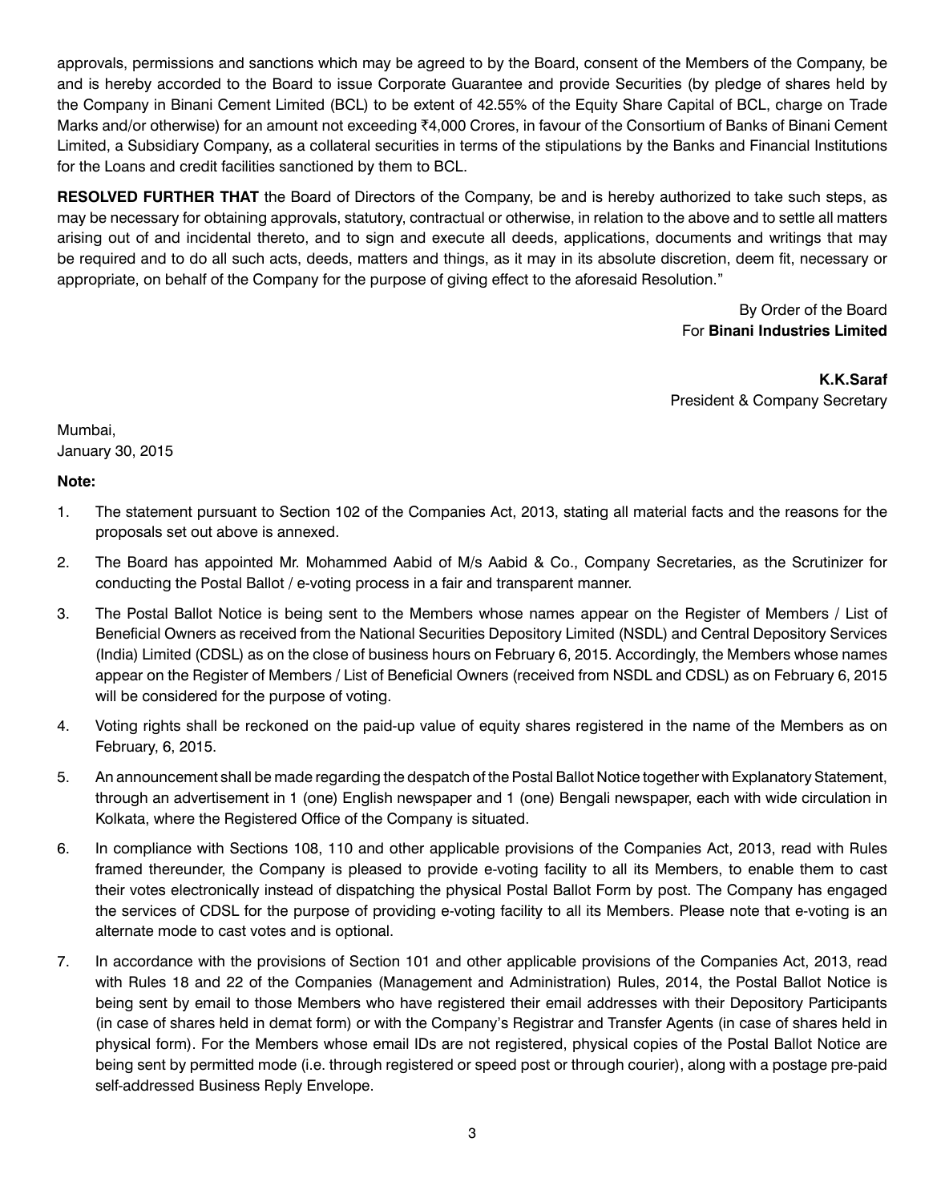approvals, permissions and sanctions which may be agreed to by the Board, consent of the Members of the Company, be and is hereby accorded to the Board to issue Corporate Guarantee and provide Securities (by pledge of shares held by the Company in Binani Cement Limited (BCL) to be extent of 42.55% of the Equity Share Capital of BCL, charge on Trade Marks and/or otherwise) for an amount not exceeding ₹4,000 Crores, in favour of the Consortium of Banks of Binani Cement Limited, a Subsidiary Company, as a collateral securities in terms of the stipulations by the Banks and Financial Institutions for the Loans and credit facilities sanctioned by them to BCL.

**RESOLVED FURTHER THAT** the Board of Directors of the Company, be and is hereby authorized to take such steps, as may be necessary for obtaining approvals, statutory, contractual or otherwise, in relation to the above and to settle all matters arising out of and incidental thereto, and to sign and execute all deeds, applications, documents and writings that may be required and to do all such acts, deeds, matters and things, as it may in its absolute discretion, deem fit, necessary or appropriate, on behalf of the Company for the purpose of giving effect to the aforesaid Resolution."

By Order of the Board
For **Binani Industries Limited**

**K.K.Saraf**
President & Company Secretary

Mumbai,
January 30, 2015

**Note:**

1. The statement pursuant to Section 102 of the Companies Act, 2013, stating all material facts and the reasons for the proposals set out above is annexed.
2. The Board has appointed Mr. Mohammed Aabid of M/s Aabid & Co., Company Secretaries, as the Scrutinizer for conducting the Postal Ballot / e-voting process in a fair and transparent manner.
3. The Postal Ballot Notice is being sent to the Members whose names appear on the Register of Members / List of Beneficial Owners as received from the National Securities Depository Limited (NSDL) and Central Depository Services (India) Limited (CDSL) as on the close of business hours on February 6, 2015. Accordingly, the Members whose names appear on the Register of Members / List of Beneficial Owners (received from NSDL and CDSL) as on February 6, 2015 will be considered for the purpose of voting.
4. Voting rights shall be reckoned on the paid-up value of equity shares registered in the name of the Members as on February, 6, 2015.
5. An announcement shall be made regarding the despatch of the Postal Ballot Notice together with Explanatory Statement, through an advertisement in 1 (one) English newspaper and 1 (one) Bengali newspaper, each with wide circulation in Kolkata, where the Registered Office of the Company is situated.
6. In compliance with Sections 108, 110 and other applicable provisions of the Companies Act, 2013, read with Rules framed thereunder, the Company is pleased to provide e-voting facility to all its Members, to enable them to cast their votes electronically instead of dispatching the physical Postal Ballot Form by post. The Company has engaged the services of CDSL for the purpose of providing e-voting facility to all its Members. Please note that e-voting is an alternate mode to cast votes and is optional.
7. In accordance with the provisions of Section 101 and other applicable provisions of the Companies Act, 2013, read with Rules 18 and 22 of the Companies (Management and Administration) Rules, 2014, the Postal Ballot Notice is being sent by email to those Members who have registered their email addresses with their Depository Participants (in case of shares held in demat form) or with the Company's Registrar and Transfer Agents (in case of shares held in physical form). For the Members whose email IDs are not registered, physical copies of the Postal Ballot Notice are being sent by permitted mode (i.e. through registered or speed post or through courier), along with a postage pre-paid self-addressed Business Reply Envelope.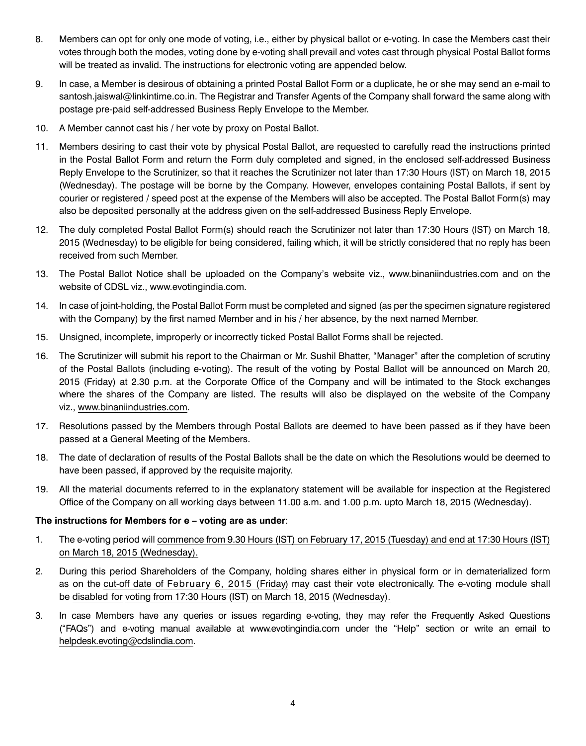8. Members can opt for only one mode of voting, i.e., either by physical ballot or e-voting. In case the Members cast their votes through both the modes, voting done by e-voting shall prevail and votes cast through physical Postal Ballot forms will be treated as invalid. The instructions for electronic voting are appended below.

9. In case, a Member is desirous of obtaining a printed Postal Ballot Form or a duplicate, he or she may send an e-mail to santosh.jaiswal@linkintime.co.in. The Registrar and Transfer Agents of the Company shall forward the same along with postage pre-paid self-addressed Business Reply Envelope to the Member.

10. A Member cannot cast his / her vote by proxy on Postal Ballot.

11. Members desiring to cast their vote by physical Postal Ballot, are requested to carefully read the instructions printed in the Postal Ballot Form and return the Form duly completed and signed, in the enclosed self-addressed Business Reply Envelope to the Scrutinizer, so that it reaches the Scrutinizer not later than 17:30 Hours (IST) on March 18, 2015 (Wednesday). The postage will be borne by the Company. However, envelopes containing Postal Ballots, if sent by courier or registered / speed post at the expense of the Members will also be accepted. The Postal Ballot Form(s) may also be deposited personally at the address given on the self-addressed Business Reply Envelope.

12. The duly completed Postal Ballot Form(s) should reach the Scrutinizer not later than 17:30 Hours (IST) on March 18, 2015 (Wednesday) to be eligible for being considered, failing which, it will be strictly considered that no reply has been received from such Member.

13. The Postal Ballot Notice shall be uploaded on the Company's website viz., www.binaniindustries.com and on the website of CDSL viz., www.evotingindia.com.

14. In case of joint-holding, the Postal Ballot Form must be completed and signed (as per the specimen signature registered with the Company) by the first named Member and in his / her absence, by the next named Member.

15. Unsigned, incomplete, improperly or incorrectly ticked Postal Ballot Forms shall be rejected.

16. The Scrutinizer will submit his report to the Chairman or Mr. Sushil Bhatter, "Manager" after the completion of scrutiny of the Postal Ballots (including e-voting). The result of the voting by Postal Ballot will be announced on March 20, 2015 (Friday) at 2.30 p.m. at the Corporate Office of the Company and will be intimated to the Stock exchanges where the shares of the Company are listed. The results will also be displayed on the website of the Company viz., www.binaniindustries.com.

17. Resolutions passed by the Members through Postal Ballots are deemed to have been passed as if they have been passed at a General Meeting of the Members.

18. The date of declaration of results of the Postal Ballots shall be the date on which the Resolutions would be deemed to have been passed, if approved by the requisite majority.

19. All the material documents referred to in the explanatory statement will be available for inspection at the Registered Office of the Company on all working days between 11.00 a.m. and 1.00 p.m. upto March 18, 2015 (Wednesday).

**The instructions for Members for e – voting are as under**:

1. The e-voting period will commence from 9.30 Hours (IST) on February 17, 2015 (Tuesday) and end at 17:30 Hours (IST) on March 18, 2015 (Wednesday).

2. During this period Shareholders of the Company, holding shares either in physical form or in dematerialized form as on the cut-off date of February 6, 2015 (Friday) may cast their vote electronically. The e-voting module shall be disabled for voting from 17:30 Hours (IST) on March 18, 2015 (Wednesday).

3. In case Members have any queries or issues regarding e-voting, they may refer the Frequently Asked Questions ("FAQs") and e-voting manual available at www.evotingindia.com under the "Help" section or write an email to helpdesk.evoting@cdslindia.com.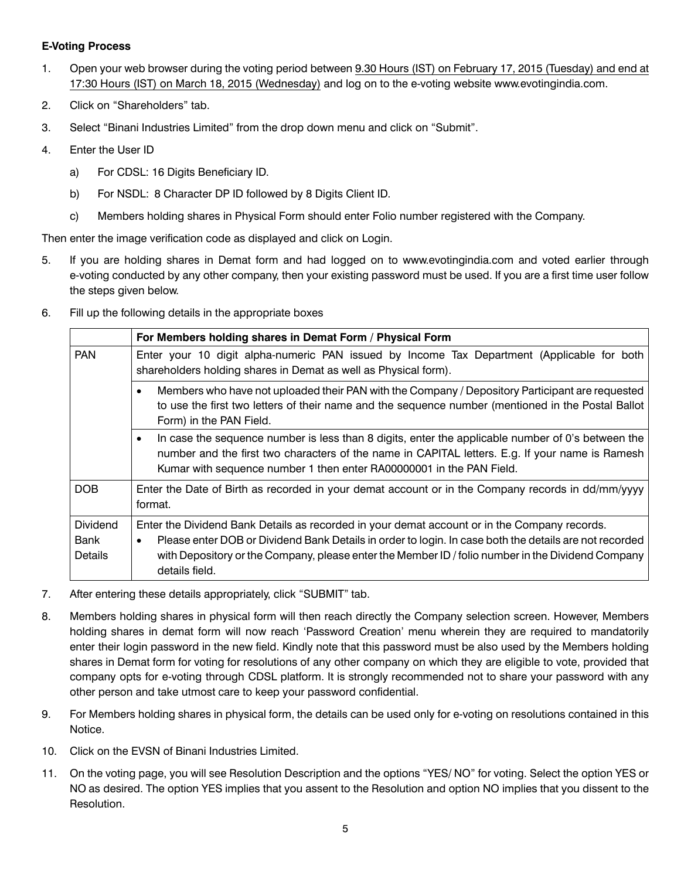**E-Voting Process**

1. Open your web browser during the voting period between 9.30 Hours (IST) on February 17, 2015 (Tuesday) and end at 17:30 Hours (IST) on March 18, 2015 (Wednesday) and log on to the e-voting website www.evotingindia.com.

2. Click on "Shareholders" tab.

3. Select "Binani Industries Limited" from the drop down menu and click on "Submit".

4. Enter the User ID

   a) For CDSL: 16 Digits Beneficiary ID.

   b) For NSDL: 8 Character DP ID followed by 8 Digits Client ID.

   c) Members holding shares in Physical Form should enter Folio number registered with the Company.

Then enter the image verification code as displayed and click on Login.

5. If you are holding shares in Demat form and had logged on to www.evotingindia.com and voted earlier through e-voting conducted by any other company, then your existing password must be used. If you are a first time user follow the steps given below.

6. Fill up the following details in the appropriate boxes

| | For Members holding shares in Demat Form / Physical Form |
|---|---|
| PAN | Enter your 10 digit alpha-numeric PAN issued by Income Tax Department (Applicable for both shareholders holding shares in Demat as well as Physical form). |
| | • Members who have not uploaded their PAN with the Company / Depository Participant are requested to use the first two letters of their name and the sequence number (mentioned in the Postal Ballot Form) in the PAN Field. |
| | • In case the sequence number is less than 8 digits, enter the applicable number of 0's between the number and the first two characters of the name in CAPITAL letters. E.g. If your name is Ramesh Kumar with sequence number 1 then enter RA00000001 in the PAN Field. |
| DOB | Enter the Date of Birth as recorded in your demat account or in the Company records in dd/mm/yyyy format. |
| Dividend Bank Details | Enter the Dividend Bank Details as recorded in your demat account or in the Company records. • Please enter DOB or Dividend Bank Details in order to login. In case both the details are not recorded with Depository or the Company, please enter the Member ID / folio number in the Dividend Company details field. |

7. After entering these details appropriately, click "SUBMIT" tab.

8. Members holding shares in physical form will then reach directly the Company selection screen. However, Members holding shares in demat form will now reach 'Password Creation' menu wherein they are required to mandatorily enter their login password in the new field. Kindly note that this password must be also used by the Members holding shares in Demat form for voting for resolutions of any other company on which they are eligible to vote, provided that company opts for e-voting through CDSL platform. It is strongly recommended not to share your password with any other person and take utmost care to keep your password confidential.

9. For Members holding shares in physical form, the details can be used only for e-voting on resolutions contained in this Notice.

10. Click on the EVSN of Binani Industries Limited.

11. On the voting page, you will see Resolution Description and the options "YES/ NO" for voting. Select the option YES or NO as desired. The option YES implies that you assent to the Resolution and option NO implies that you dissent to the Resolution.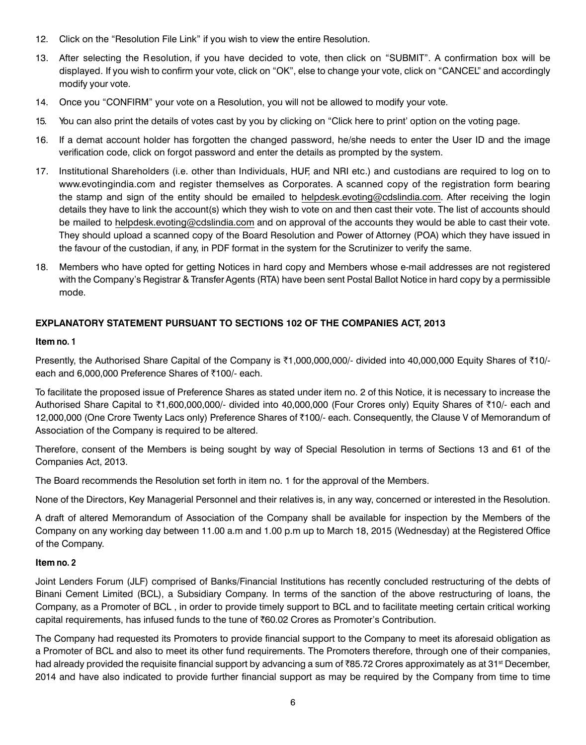12. Click on the "Resolution File Link" if you wish to view the entire Resolution.

13. After selecting the Resolution, if you have decided to vote, then click on "SUBMIT". A confirmation box will be displayed. If you wish to confirm your vote, click on "OK", else to change your vote, click on "CANCEL" and accordingly modify your vote.

14. Once you "CONFIRM" your vote on a Resolution, you will not be allowed to modify your vote.

15. You can also print the details of votes cast by you by clicking on "Click here to print' option on the voting page.

16. If a demat account holder has forgotten the changed password, he/she needs to enter the User ID and the image verification code, click on forgot password and enter the details as prompted by the system.

17. Institutional Shareholders (i.e. other than Individuals, HUF, and NRI etc.) and custodians are required to log on to www.evotingindia.com and register themselves as Corporates. A scanned copy of the registration form bearing the stamp and sign of the entity should be emailed to helpdesk.evoting@cdslindia.com. After receiving the login details they have to link the account(s) which they wish to vote on and then cast their vote. The list of accounts should be mailed to helpdesk.evoting@cdslindia.com and on approval of the accounts they would be able to cast their vote. They should upload a scanned copy of the Board Resolution and Power of Attorney (POA) which they have issued in the favour of the custodian, if any, in PDF format in the system for the Scrutinizer to verify the same.

18. Members who have opted for getting Notices in hard copy and Members whose e-mail addresses are not registered with the Company's Registrar & Transfer Agents (RTA) have been sent Postal Ballot Notice in hard copy by a permissible mode.

**EXPLANATORY STATEMENT PURSUANT TO SECTIONS 102 OF THE COMPANIES ACT, 2013**

**Item no. 1**

Presently, the Authorised Share Capital of the Company is ₹1,000,000,000/- divided into 40,000,000 Equity Shares of ₹10/- each and 6,000,000 Preference Shares of ₹100/- each.

To facilitate the proposed issue of Preference Shares as stated under item no. 2 of this Notice, it is necessary to increase the Authorised Share Capital to ₹1,600,000,000/- divided into 40,000,000 (Four Crores only) Equity Shares of ₹10/- each and 12,000,000 (One Crore Twenty Lacs only) Preference Shares of ₹100/- each. Consequently, the Clause V of Memorandum of Association of the Company is required to be altered.

Therefore, consent of the Members is being sought by way of Special Resolution in terms of Sections 13 and 61 of the Companies Act, 2013.

The Board recommends the Resolution set forth in item no. 1 for the approval of the Members.

None of the Directors, Key Managerial Personnel and their relatives is, in any way, concerned or interested in the Resolution.

A draft of altered Memorandum of Association of the Company shall be available for inspection by the Members of the Company on any working day between 11.00 a.m and 1.00 p.m up to March 18, 2015 (Wednesday) at the Registered Office of the Company.

**Item no. 2**

Joint Lenders Forum (JLF) comprised of Banks/Financial Institutions has recently concluded restructuring of the debts of Binani Cement Limited (BCL), a Subsidiary Company. In terms of the sanction of the above restructuring of loans, the Company, as a Promoter of BCL , in order to provide timely support to BCL and to facilitate meeting certain critical working capital requirements, has infused funds to the tune of ₹60.02 Crores as Promoter's Contribution.

The Company had requested its Promoters to provide financial support to the Company to meet its aforesaid obligation as a Promoter of BCL and also to meet its other fund requirements. The Promoters therefore, through one of their companies, had already provided the requisite financial support by advancing a sum of ₹85.72 Crores approximately as at 31st December, 2014 and have also indicated to provide further financial support as may be required by the Company from time to time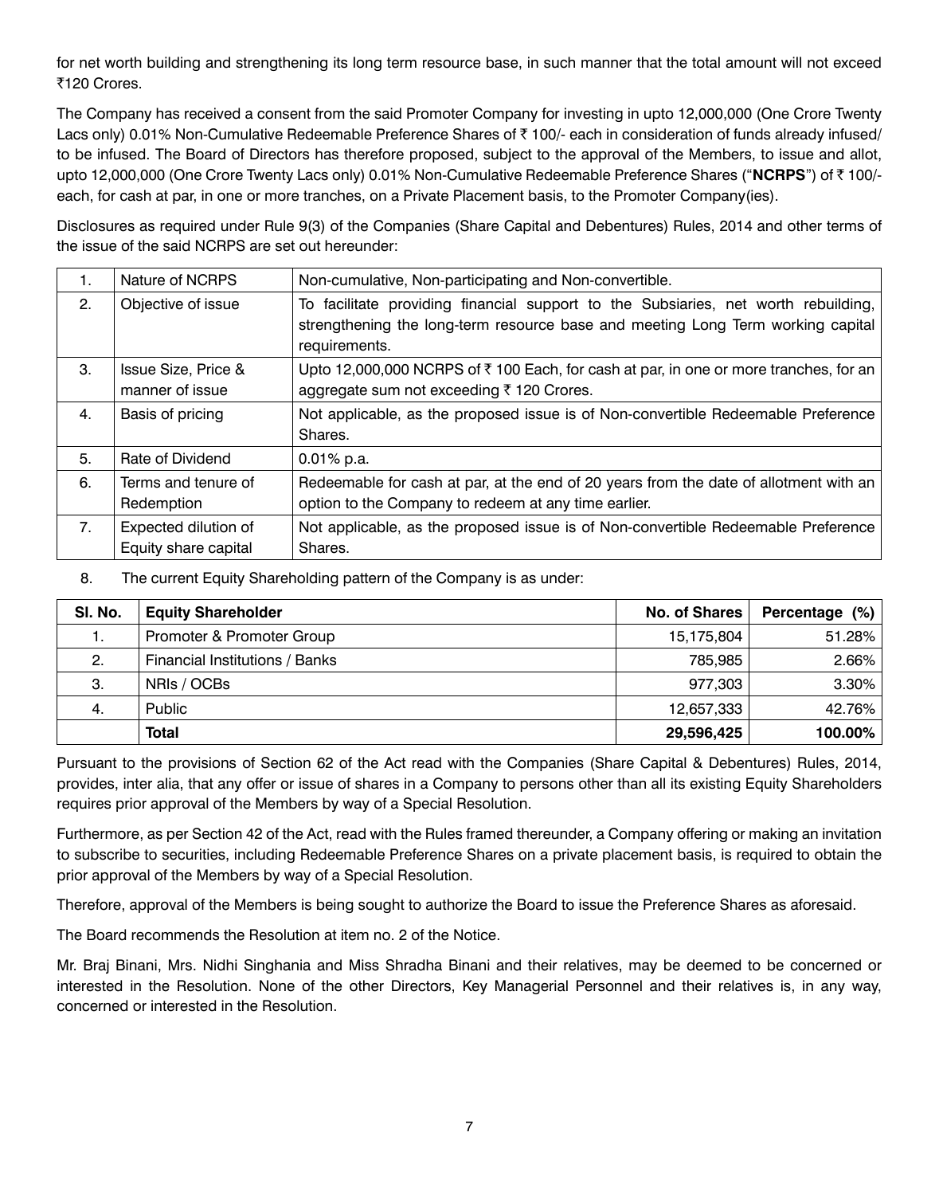for net worth building and strengthening its long term resource base, in such manner that the total amount will not exceed ₹120 Crores.

The Company has received a consent from the said Promoter Company for investing in upto 12,000,000 (One Crore Twenty Lacs only) 0.01% Non-Cumulative Redeemable Preference Shares of ₹ 100/- each in consideration of funds already infused/ to be infused. The Board of Directors has therefore proposed, subject to the approval of the Members, to issue and allot, upto 12,000,000 (One Crore Twenty Lacs only) 0.01% Non-Cumulative Redeemable Preference Shares ("**NCRPS**") of ₹ 100/- each, for cash at par, in one or more tranches, on a Private Placement basis, to the Promoter Company(ies).

Disclosures as required under Rule 9(3) of the Companies (Share Capital and Debentures) Rules, 2014 and other terms of the issue of the said NCRPS are set out hereunder:

| | | |
|---|---|---|
| 1. | Nature of NCRPS | Non-cumulative, Non-participating and Non-convertible. |
| 2. | Objective of issue | To facilitate providing financial support to the Subsiaries, net worth rebuilding, strengthening the long-term resource base and meeting Long Term working capital requirements. |
| 3. | Issue Size, Price & manner of issue | Upto 12,000,000 NCRPS of ₹ 100 Each, for cash at par, in one or more tranches, for an aggregate sum not exceeding ₹ 120 Crores. |
| 4. | Basis of pricing | Not applicable, as the proposed issue is of Non-convertible Redeemable Preference Shares. |
| 5. | Rate of Dividend | 0.01% p.a. |
| 6. | Terms and tenure of Redemption | Redeemable for cash at par, at the end of 20 years from the date of allotment with an option to the Company to redeem at any time earlier. |
| 7. | Expected dilution of Equity share capital | Not applicable, as the proposed issue is of Non-convertible Redeemable Preference Shares. |

8. The current Equity Shareholding pattern of the Company is as under:

| Sl. No. | Equity Shareholder | No. of Shares | Percentage (%) |
|---|---|---|---|
| 1. | Promoter & Promoter Group | 15,175,804 | 51.28% |
| 2. | Financial Institutions / Banks | 785,985 | 2.66% |
| 3. | NRIs / OCBs | 977,303 | 3.30% |
| 4. | Public | 12,657,333 | 42.76% |
| | **Total** | **29,596,425** | **100.00%** |

Pursuant to the provisions of Section 62 of the Act read with the Companies (Share Capital & Debentures) Rules, 2014, provides, inter alia, that any offer or issue of shares in a Company to persons other than all its existing Equity Shareholders requires prior approval of the Members by way of a Special Resolution.

Furthermore, as per Section 42 of the Act, read with the Rules framed thereunder, a Company offering or making an invitation to subscribe to securities, including Redeemable Preference Shares on a private placement basis, is required to obtain the prior approval of the Members by way of a Special Resolution.

Therefore, approval of the Members is being sought to authorize the Board to issue the Preference Shares as aforesaid.

The Board recommends the Resolution at item no. 2 of the Notice.

Mr. Braj Binani, Mrs. Nidhi Singhania and Miss Shradha Binani and their relatives, may be deemed to be concerned or interested in the Resolution. None of the other Directors, Key Managerial Personnel and their relatives is, in any way, concerned or interested in the Resolution.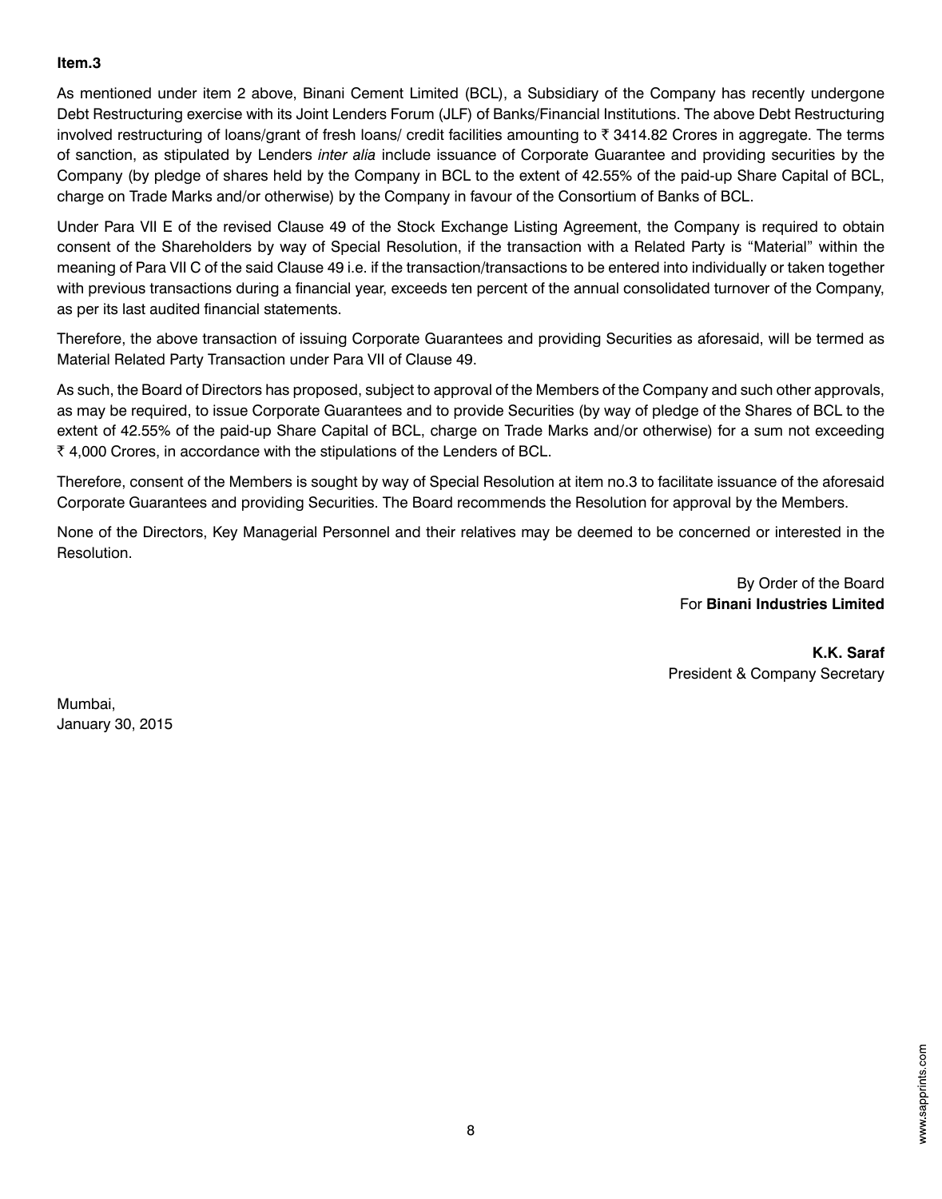**Item.3**

As mentioned under item 2 above, Binani Cement Limited (BCL), a Subsidiary of the Company has recently undergone Debt Restructuring exercise with its Joint Lenders Forum (JLF) of Banks/Financial Institutions. The above Debt Restructuring involved restructuring of loans/grant of fresh loans/ credit facilities amounting to ₹ 3414.82 Crores in aggregate. The terms of sanction, as stipulated by Lenders *inter alia* include issuance of Corporate Guarantee and providing securities by the Company (by pledge of shares held by the Company in BCL to the extent of 42.55% of the paid-up Share Capital of BCL, charge on Trade Marks and/or otherwise) by the Company in favour of the Consortium of Banks of BCL.

Under Para VII E of the revised Clause 49 of the Stock Exchange Listing Agreement, the Company is required to obtain consent of the Shareholders by way of Special Resolution, if the transaction with a Related Party is "Material" within the meaning of Para VII C of the said Clause 49 i.e. if the transaction/transactions to be entered into individually or taken together with previous transactions during a financial year, exceeds ten percent of the annual consolidated turnover of the Company, as per its last audited financial statements.

Therefore, the above transaction of issuing Corporate Guarantees and providing Securities as aforesaid, will be termed as Material Related Party Transaction under Para VII of Clause 49.

As such, the Board of Directors has proposed, subject to approval of the Members of the Company and such other approvals, as may be required, to issue Corporate Guarantees and to provide Securities (by way of pledge of the Shares of BCL to the extent of 42.55% of the paid-up Share Capital of BCL, charge on Trade Marks and/or otherwise) for a sum not exceeding ₹ 4,000 Crores, in accordance with the stipulations of the Lenders of BCL.

Therefore, consent of the Members is sought by way of Special Resolution at item no.3 to facilitate issuance of the aforesaid Corporate Guarantees and providing Securities. The Board recommends the Resolution for approval by the Members.

None of the Directors, Key Managerial Personnel and their relatives may be deemed to be concerned or interested in the Resolution.

By Order of the Board
For **Binani Industries Limited**

**K.K. Saraf**
President & Company Secretary

Mumbai,
January 30, 2015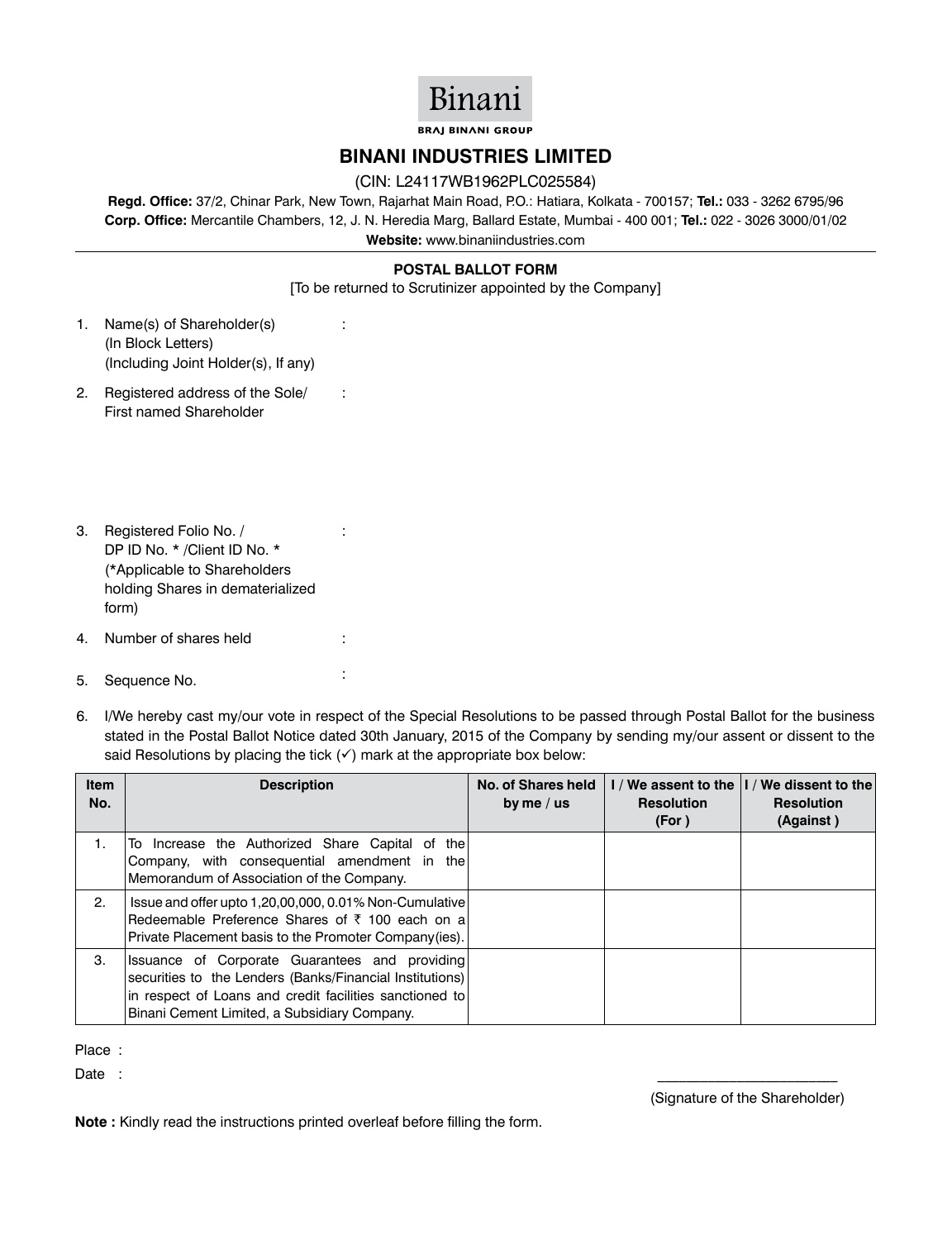Binani

BRAJ BINANI GROUP

# BINANI INDUSTRIES LIMITED

(CIN: L24117WB1962PLC025584)

**Regd. Office:** 37/2, Chinar Park, New Town, Rajarhat Main Road, P.O.: Hatiara, Kolkata - 700157; **Tel.:** 033 - 3262 6795/96
**Corp. Office:** Mercantile Chambers, 12, J. N. Heredia Marg, Ballard Estate, Mumbai - 400 001; **Tel.:** 022 - 3026 3000/01/02
**Website:** www.binaniindustries.com

## POSTAL BALLOT FORM

[To be returned to Scrutinizer appointed by the Company]

1. Name(s) of Shareholder(s) (In Block Letters) (Including Joint Holder(s), If any) :
2. Registered address of the Sole/ First named Shareholder :
3. Registered Folio No. / DP ID No. * /Client ID No. * (*Applicable to Shareholders holding Shares in dematerialized form) :
4. Number of shares held :
5. Sequence No. :
6. I/We hereby cast my/our vote in respect of the Special Resolutions to be passed through Postal Ballot for the business stated in the Postal Ballot Notice dated 30th January, 2015 of the Company by sending my/our assent or dissent to the said Resolutions by placing the tick (✓) mark at the appropriate box below:

| Item No. | Description | No. of Shares held by me / us | I / We assent to the Resolution (For ) | I / We dissent to the Resolution (Against ) |
|---|---|---|---|---|
| 1. | To Increase the Authorized Share Capital of the Company, with consequential amendment in the Memorandum of Association of the Company. | | | |
| 2. | Issue and offer upto 1,20,00,000, 0.01% Non-Cumulative Redeemable Preference Shares of ₹ 100 each on a Private Placement basis to the Promoter Company(ies). | | | |
| 3. | Issuance of Corporate Guarantees and providing securities to the Lenders (Banks/Financial Institutions) in respect of Loans and credit facilities sanctioned to Binani Cement Limited, a Subsidiary Company. | | | |

Place :

Date :

______________________
(Signature of the Shareholder)

**Note :** Kindly read the instructions printed overleaf before filling the form.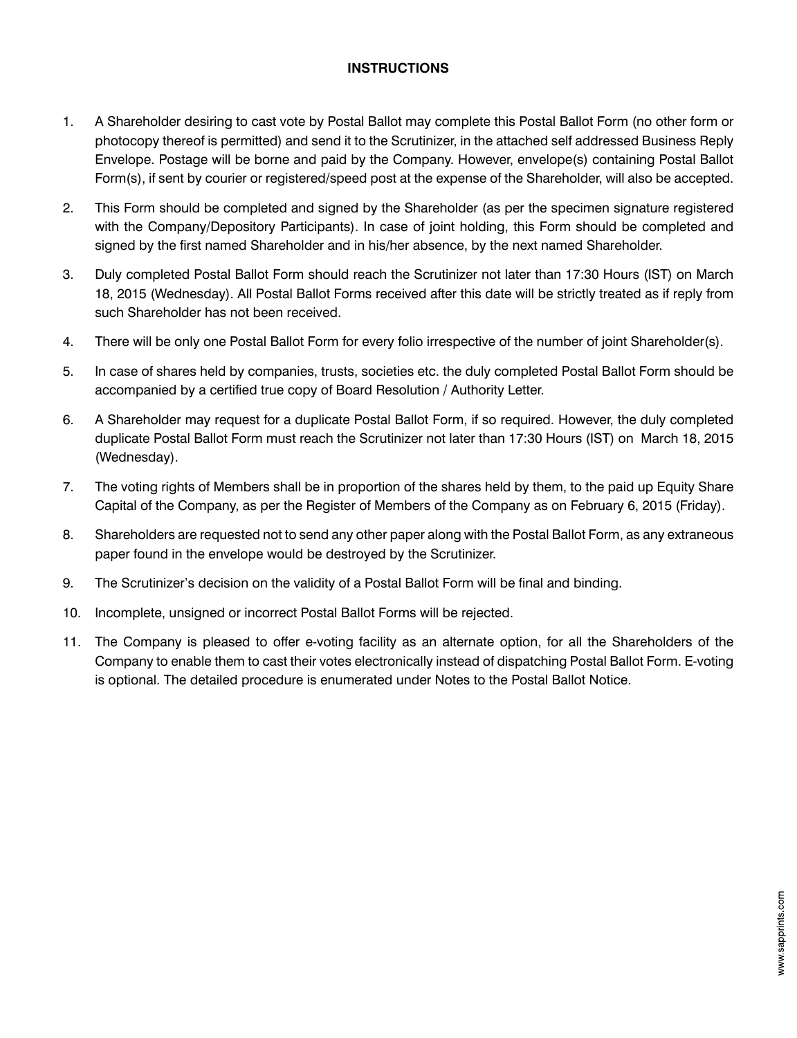## INSTRUCTIONS

1. A Shareholder desiring to cast vote by Postal Ballot may complete this Postal Ballot Form (no other form or photocopy thereof is permitted) and send it to the Scrutinizer, in the attached self addressed Business Reply Envelope. Postage will be borne and paid by the Company. However, envelope(s) containing Postal Ballot Form(s), if sent by courier or registered/speed post at the expense of the Shareholder, will also be accepted.
2. This Form should be completed and signed by the Shareholder (as per the specimen signature registered with the Company/Depository Participants). In case of joint holding, this Form should be completed and signed by the first named Shareholder and in his/her absence, by the next named Shareholder.
3. Duly completed Postal Ballot Form should reach the Scrutinizer not later than 17:30 Hours (IST) on March 18, 2015 (Wednesday). All Postal Ballot Forms received after this date will be strictly treated as if reply from such Shareholder has not been received.
4. There will be only one Postal Ballot Form for every folio irrespective of the number of joint Shareholder(s).
5. In case of shares held by companies, trusts, societies etc. the duly completed Postal Ballot Form should be accompanied by a certified true copy of Board Resolution / Authority Letter.
6. A Shareholder may request for a duplicate Postal Ballot Form, if so required. However, the duly completed duplicate Postal Ballot Form must reach the Scrutinizer not later than 17:30 Hours (IST) on March 18, 2015 (Wednesday).
7. The voting rights of Members shall be in proportion of the shares held by them, to the paid up Equity Share Capital of the Company, as per the Register of Members of the Company as on February 6, 2015 (Friday).
8. Shareholders are requested not to send any other paper along with the Postal Ballot Form, as any extraneous paper found in the envelope would be destroyed by the Scrutinizer.
9. The Scrutinizer's decision on the validity of a Postal Ballot Form will be final and binding.
10. Incomplete, unsigned or incorrect Postal Ballot Forms will be rejected.
11. The Company is pleased to offer e-voting facility as an alternate option, for all the Shareholders of the Company to enable them to cast their votes electronically instead of dispatching Postal Ballot Form. E-voting is optional. The detailed procedure is enumerated under Notes to the Postal Ballot Notice.

www.saprints.com